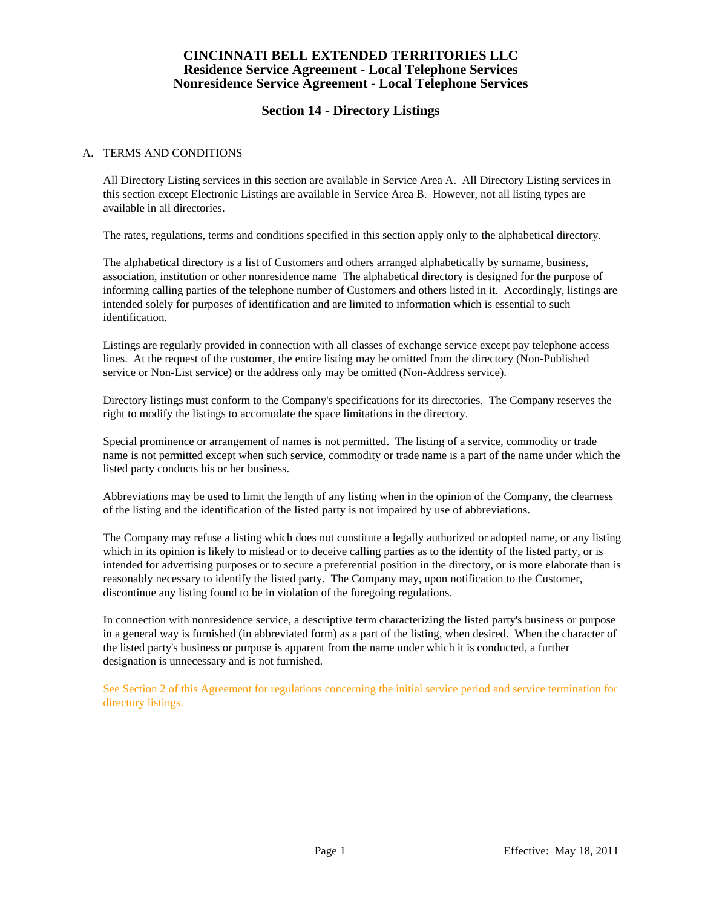# CINCINNATI BELL EXTENDED TERRITORIES LLC
## Residence Service Agreement - Local Telephone Services
## Nonresidence Service Agreement - Local Telephone Services

## Section 14 - Directory Listings

A. TERMS AND CONDITIONS

All Directory Listing services in this section are available in Service Area A. All Directory Listing services in this section except Electronic Listings are available in Service Area B. However, not all listing types are available in all directories.

The rates, regulations, terms and conditions specified in this section apply only to the alphabetical directory.

The alphabetical directory is a list of Customers and others arranged alphabetically by surname, business, association, institution or other nonresidence name The alphabetical directory is designed for the purpose of informing calling parties of the telephone number of Customers and others listed in it. Accordingly, listings are intended solely for purposes of identification and are limited to information which is essential to such identification.

Listings are regularly provided in connection with all classes of exchange service except pay telephone access lines. At the request of the customer, the entire listing may be omitted from the directory (Non-Published service or Non-List service) or the address only may be omitted (Non-Address service).

Directory listings must conform to the Company's specifications for its directories. The Company reserves the right to modify the listings to accomodate the space limitations in the directory.

Special prominence or arrangement of names is not permitted. The listing of a service, commodity or trade name is not permitted except when such service, commodity or trade name is a part of the name under which the listed party conducts his or her business.

Abbreviations may be used to limit the length of any listing when in the opinion of the Company, the clearness of the listing and the identification of the listed party is not impaired by use of abbreviations.

The Company may refuse a listing which does not constitute a legally authorized or adopted name, or any listing which in its opinion is likely to mislead or to deceive calling parties as to the identity of the listed party, or is intended for advertising purposes or to secure a preferential position in the directory, or is more elaborate than is reasonably necessary to identify the listed party. The Company may, upon notification to the Customer, discontinue any listing found to be in violation of the foregoing regulations.

In connection with nonresidence service, a descriptive term characterizing the listed party's business or purpose in a general way is furnished (in abbreviated form) as a part of the listing, when desired. When the character of the listed party's business or purpose is apparent from the name under which it is conducted, a further designation is unnecessary and is not furnished.

See Section 2 of this Agreement for regulations concerning the initial service period and service termination for directory listings.

Effective: May 18, 2011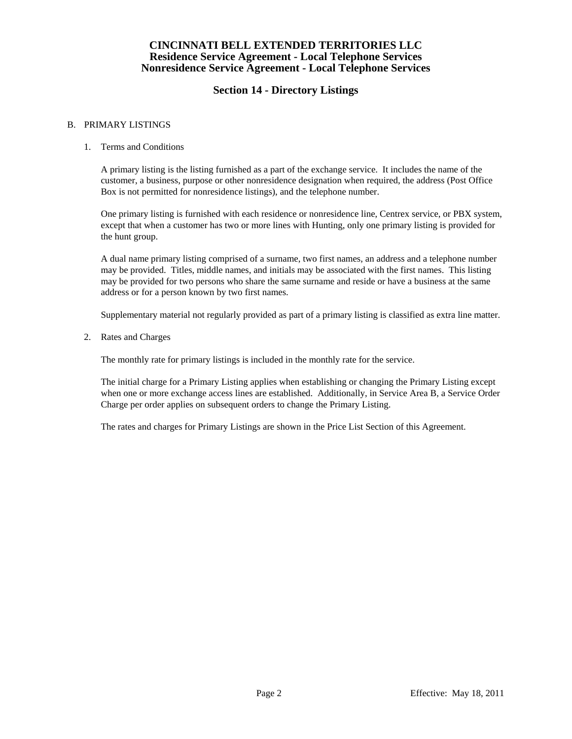# CINCINNATI BELL EXTENDED TERRITORIES LLC
## Residence Service Agreement - Local Telephone Services
## Nonresidence Service Agreement - Local Telephone Services

## Section 14 - Directory Listings

B. PRIMARY LISTINGS

1. Terms and Conditions

   A primary listing is the listing furnished as a part of the exchange service. It includes the name of the customer, a business, purpose or other nonresidence designation when required, the address (Post Office Box is not permitted for nonresidence listings), and the telephone number.

   One primary listing is furnished with each residence or nonresidence line, Centrex service, or PBX system, except that when a customer has two or more lines with Hunting, only one primary listing is provided for the hunt group.

   A dual name primary listing comprised of a surname, two first names, an address and a telephone number may be provided. Titles, middle names, and initials may be associated with the first names. This listing may be provided for two persons who share the same surname and reside or have a business at the same address or for a person known by two first names.

   Supplementary material not regularly provided as part of a primary listing is classified as extra line matter.

2. Rates and Charges

   The monthly rate for primary listings is included in the monthly rate for the service.

   The initial charge for a Primary Listing applies when establishing or changing the Primary Listing except when one or more exchange access lines are established. Additionally, in Service Area B, a Service Order Charge per order applies on subsequent orders to change the Primary Listing.

   The rates and charges for Primary Listings are shown in the Price List Section of this Agreement.

Effective: May 18, 2011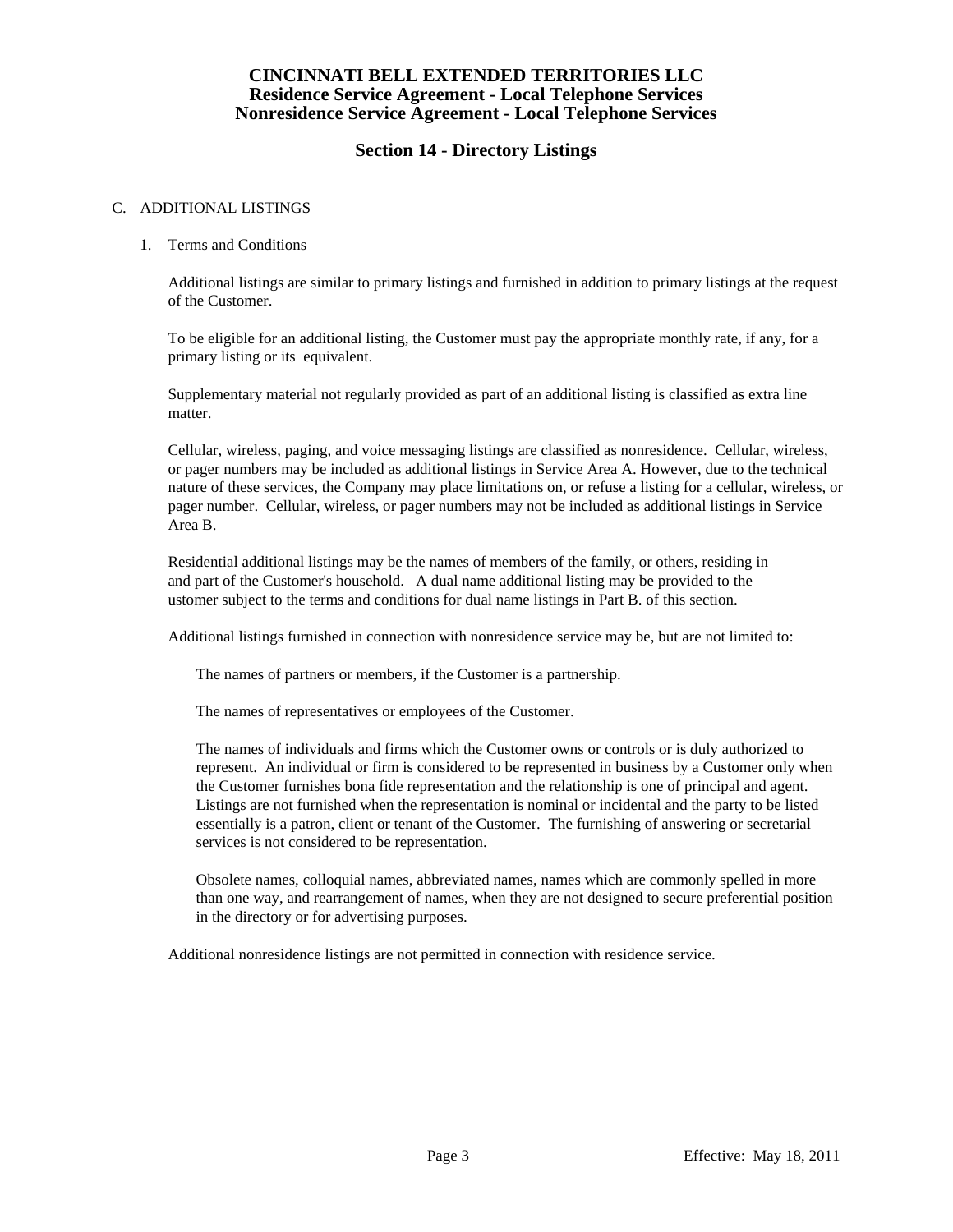# CINCINNATI BELL EXTENDED TERRITORIES LLC
## Residence Service Agreement - Local Telephone Services
## Nonresidence Service Agreement - Local Telephone Services

## Section 14 - Directory Listings

C. ADDITIONAL LISTINGS

1. Terms and Conditions

   Additional listings are similar to primary listings and furnished in addition to primary listings at the request of the Customer.

   To be eligible for an additional listing, the Customer must pay the appropriate monthly rate, if any, for a primary listing or its equivalent.

   Supplementary material not regularly provided as part of an additional listing is classified as extra line matter.

   Cellular, wireless, paging, and voice messaging listings are classified as nonresidence. Cellular, wireless, or pager numbers may be included as additional listings in Service Area A. However, due to the technical nature of these services, the Company may place limitations on, or refuse a listing for a cellular, wireless, or pager number. Cellular, wireless, or pager numbers may not be included as additional listings in Service Area B.

   Residential additional listings may be the names of members of the family, or others, residing in and part of the Customer's household. A dual name additional listing may be provided to the ustomer subject to the terms and conditions for dual name listings in Part B. of this section.

   Additional listings furnished in connection with nonresidence service may be, but are not limited to:

   The names of partners or members, if the Customer is a partnership.

   The names of representatives or employees of the Customer.

   The names of individuals and firms which the Customer owns or controls or is duly authorized to represent. An individual or firm is considered to be represented in business by a Customer only when the Customer furnishes bona fide representation and the relationship is one of principal and agent. Listings are not furnished when the representation is nominal or incidental and the party to be listed essentially is a patron, client or tenant of the Customer. The furnishing of answering or secretarial services is not considered to be representation.

   Obsolete names, colloquial names, abbreviated names, names which are commonly spelled in more than one way, and rearrangement of names, when they are not designed to secure preferential position in the directory or for advertising purposes.

   Additional nonresidence listings are not permitted in connection with residence service.

Effective: May 18, 2011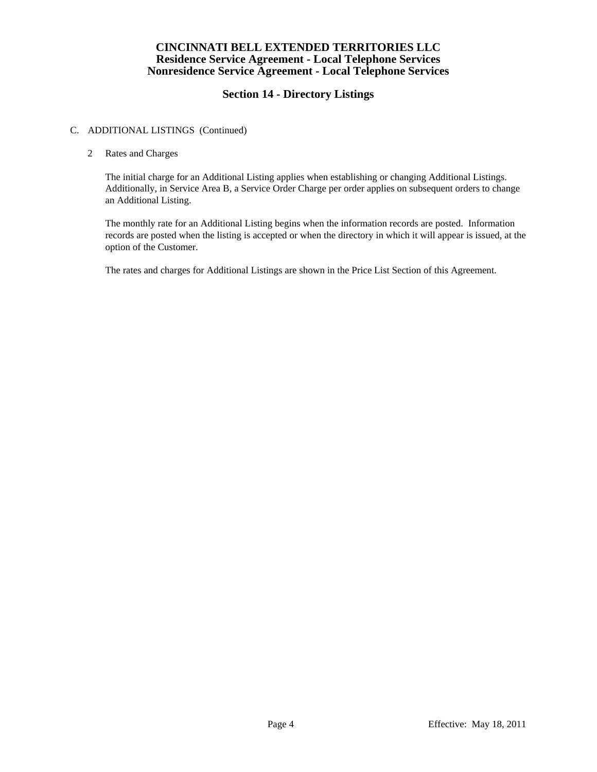# CINCINNATI BELL EXTENDED TERRITORIES LLC
## Residence Service Agreement - Local Telephone Services
## Nonresidence Service Agreement - Local Telephone Services

## Section 14 - Directory Listings

C. ADDITIONAL LISTINGS (Continued)

2 Rates and Charges

The initial charge for an Additional Listing applies when establishing or changing Additional Listings. Additionally, in Service Area B, a Service Order Charge per order applies on subsequent orders to change an Additional Listing.

The monthly rate for an Additional Listing begins when the information records are posted. Information records are posted when the listing is accepted or when the directory in which it will appear is issued, at the option of the Customer.

The rates and charges for Additional Listings are shown in the Price List Section of this Agreement.

Effective: May 18, 2011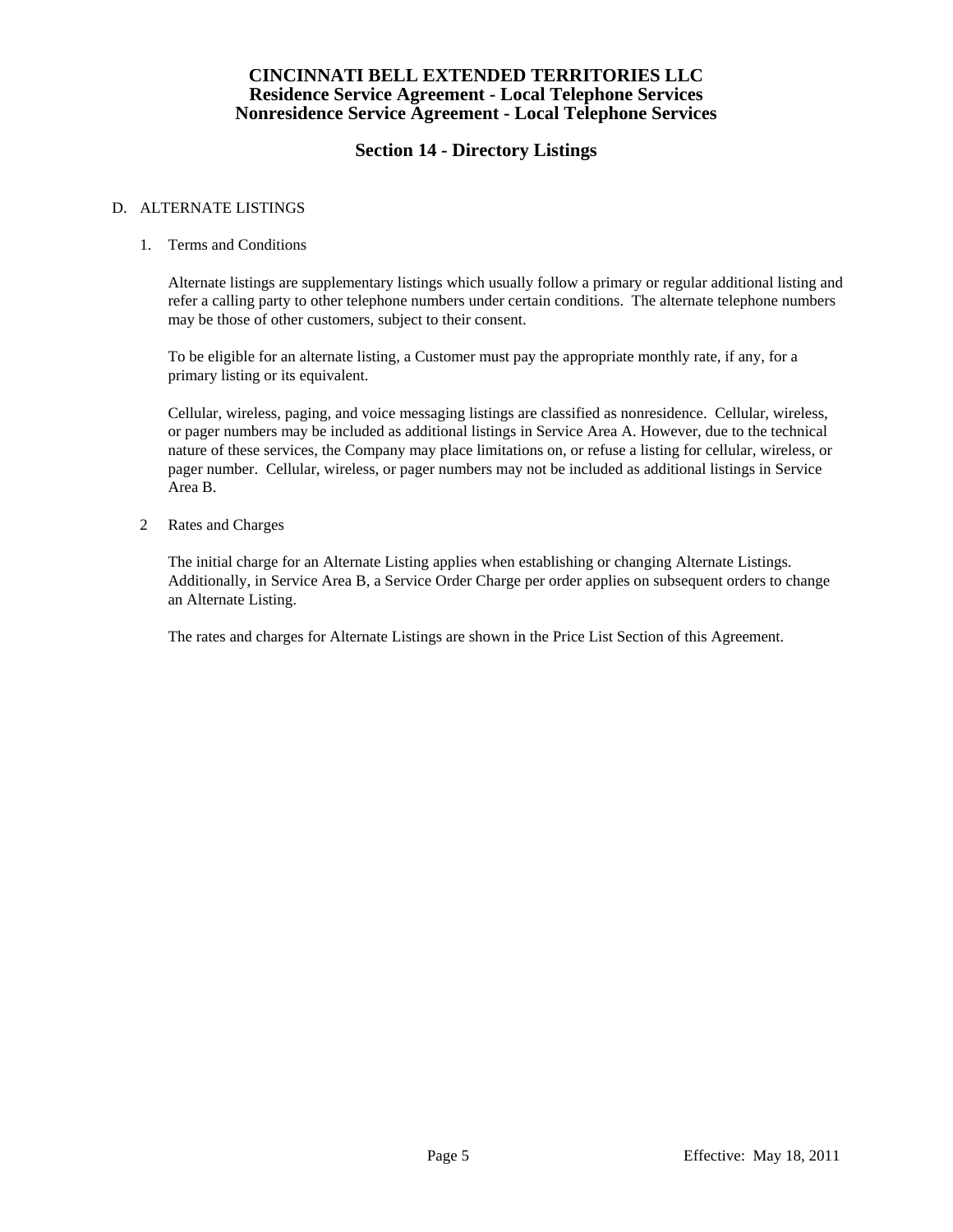# CINCINNATI BELL EXTENDED TERRITORIES LLC
## Residence Service Agreement - Local Telephone Services
## Nonresidence Service Agreement - Local Telephone Services

## Section 14 - Directory Listings

D. ALTERNATE LISTINGS

1. Terms and Conditions

   Alternate listings are supplementary listings which usually follow a primary or regular additional listing and refer a calling party to other telephone numbers under certain conditions. The alternate telephone numbers may be those of other customers, subject to their consent.

   To be eligible for an alternate listing, a Customer must pay the appropriate monthly rate, if any, for a primary listing or its equivalent.

   Cellular, wireless, paging, and voice messaging listings are classified as nonresidence. Cellular, wireless, or pager numbers may be included as additional listings in Service Area A. However, due to the technical nature of these services, the Company may place limitations on, or refuse a listing for cellular, wireless, or pager number. Cellular, wireless, or pager numbers may not be included as additional listings in Service Area B.

2 Rates and Charges

   The initial charge for an Alternate Listing applies when establishing or changing Alternate Listings. Additionally, in Service Area B, a Service Order Charge per order applies on subsequent orders to change an Alternate Listing.

   The rates and charges for Alternate Listings are shown in the Price List Section of this Agreement.

Effective: May 18, 2011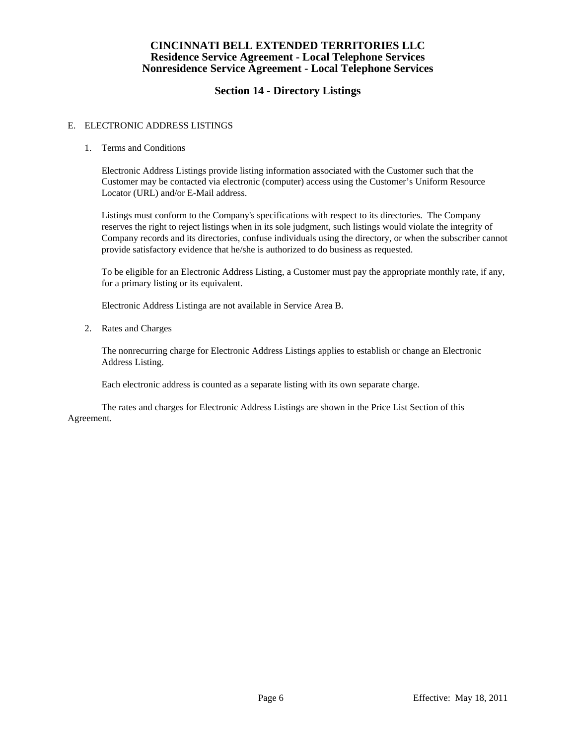# CINCINNATI BELL EXTENDED TERRITORIES LLC
## Residence Service Agreement - Local Telephone Services
## Nonresidence Service Agreement - Local Telephone Services

## Section 14 - Directory Listings

E. ELECTRONIC ADDRESS LISTINGS

1. Terms and Conditions

   Electronic Address Listings provide listing information associated with the Customer such that the Customer may be contacted via electronic (computer) access using the Customer's Uniform Resource Locator (URL) and/or E-Mail address.

   Listings must conform to the Company's specifications with respect to its directories. The Company reserves the right to reject listings when in its sole judgment, such listings would violate the integrity of Company records and its directories, confuse individuals using the directory, or when the subscriber cannot provide satisfactory evidence that he/she is authorized to do business as requested.

   To be eligible for an Electronic Address Listing, a Customer must pay the appropriate monthly rate, if any, for a primary listing or its equivalent.

   Electronic Address Listinga are not available in Service Area B.

2. Rates and Charges

   The nonrecurring charge for Electronic Address Listings applies to establish or change an Electronic Address Listing.

   Each electronic address is counted as a separate listing with its own separate charge.

   The rates and charges for Electronic Address Listings are shown in the Price List Section of this Agreement.

Effective: May 18, 2011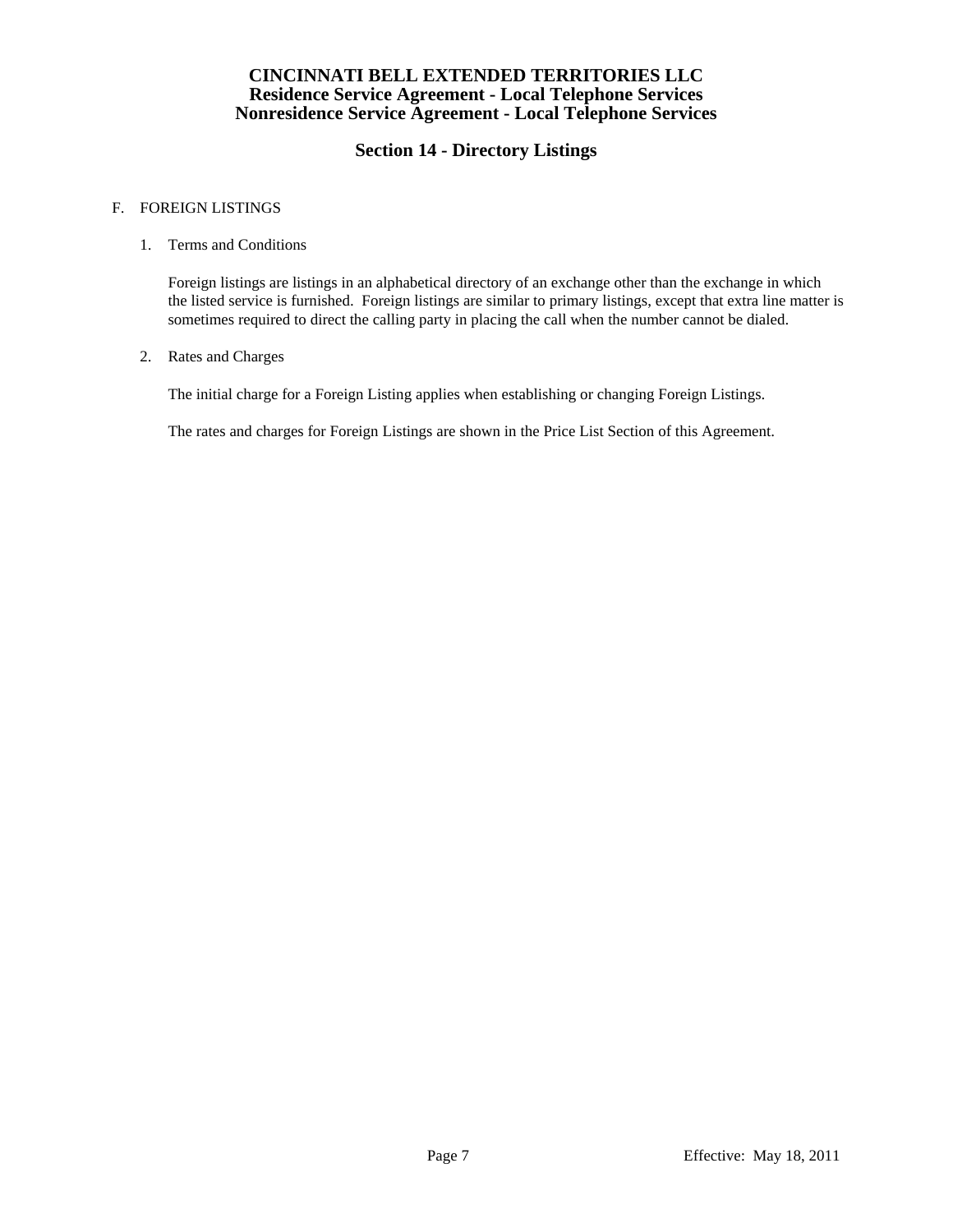# CINCINNATI BELL EXTENDED TERRITORIES LLC
## Residence Service Agreement - Local Telephone Services
## Nonresidence Service Agreement - Local Telephone Services

## Section 14 - Directory Listings

F. FOREIGN LISTINGS

1. Terms and Conditions

   Foreign listings are listings in an alphabetical directory of an exchange other than the exchange in which the listed service is furnished. Foreign listings are similar to primary listings, except that extra line matter is sometimes required to direct the calling party in placing the call when the number cannot be dialed.

2. Rates and Charges

   The initial charge for a Foreign Listing applies when establishing or changing Foreign Listings.

   The rates and charges for Foreign Listings are shown in the Price List Section of this Agreement.

Effective: May 18, 2011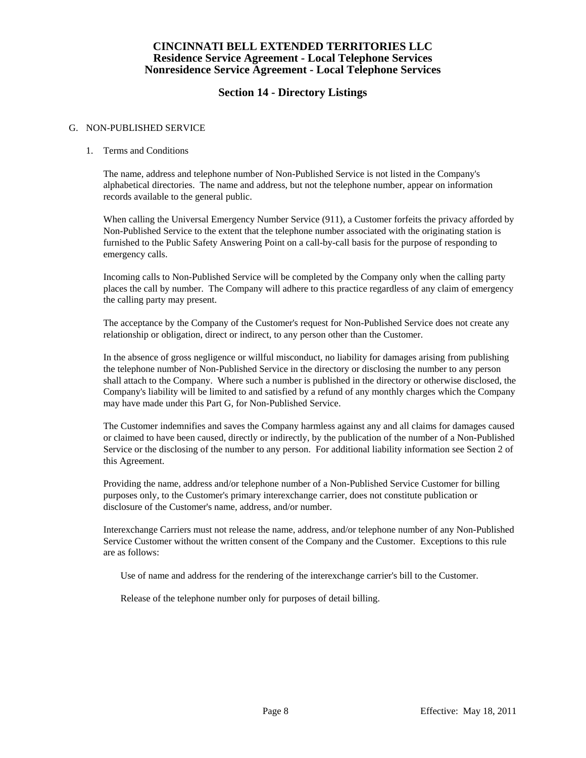# CINCINNATI BELL EXTENDED TERRITORIES LLC
## Residence Service Agreement - Local Telephone Services
## Nonresidence Service Agreement - Local Telephone Services

## Section 14 - Directory Listings

G. NON-PUBLISHED SERVICE

1. Terms and Conditions

The name, address and telephone number of Non-Published Service is not listed in the Company's alphabetical directories. The name and address, but not the telephone number, appear on information records available to the general public.

When calling the Universal Emergency Number Service (911), a Customer forfeits the privacy afforded by Non-Published Service to the extent that the telephone number associated with the originating station is furnished to the Public Safety Answering Point on a call-by-call basis for the purpose of responding to emergency calls.

Incoming calls to Non-Published Service will be completed by the Company only when the calling party places the call by number. The Company will adhere to this practice regardless of any claim of emergency the calling party may present.

The acceptance by the Company of the Customer's request for Non-Published Service does not create any relationship or obligation, direct or indirect, to any person other than the Customer.

In the absence of gross negligence or willful misconduct, no liability for damages arising from publishing the telephone number of Non-Published Service in the directory or disclosing the number to any person shall attach to the Company. Where such a number is published in the directory or otherwise disclosed, the Company's liability will be limited to and satisfied by a refund of any monthly charges which the Company may have made under this Part G, for Non-Published Service.

The Customer indemnifies and saves the Company harmless against any and all claims for damages caused or claimed to have been caused, directly or indirectly, by the publication of the number of a Non-Published Service or the disclosing of the number to any person. For additional liability information see Section 2 of this Agreement.

Providing the name, address and/or telephone number of a Non-Published Service Customer for billing purposes only, to the Customer's primary interexchange carrier, does not constitute publication or disclosure of the Customer's name, address, and/or number.

Interexchange Carriers must not release the name, address, and/or telephone number of any Non-Published Service Customer without the written consent of the Company and the Customer. Exceptions to this rule are as follows:

Use of name and address for the rendering of the interexchange carrier's bill to the Customer.

Release of the telephone number only for purposes of detail billing.

Effective: May 18, 2011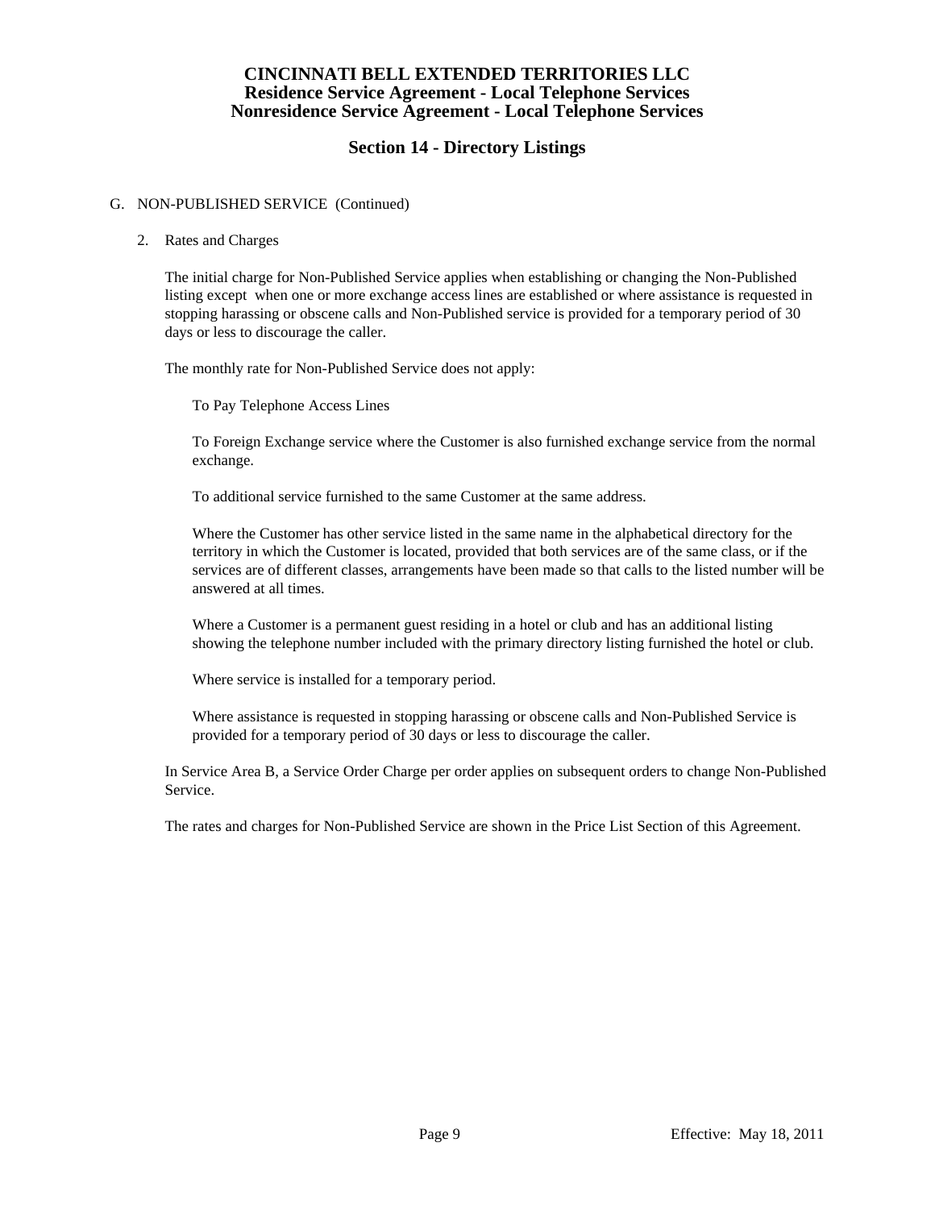# CINCINNATI BELL EXTENDED TERRITORIES LLC
## Residence Service Agreement - Local Telephone Services
## Nonresidence Service Agreement - Local Telephone Services

## Section 14 - Directory Listings

G. NON-PUBLISHED SERVICE (Continued)

2. Rates and Charges

   The initial charge for Non-Published Service applies when establishing or changing the Non-Published listing except when one or more exchange access lines are established or where assistance is requested in stopping harassing or obscene calls and Non-Published service is provided for a temporary period of 30 days or less to discourage the caller.

   The monthly rate for Non-Published Service does not apply:

   To Pay Telephone Access Lines

   To Foreign Exchange service where the Customer is also furnished exchange service from the normal exchange.

   To additional service furnished to the same Customer at the same address.

   Where the Customer has other service listed in the same name in the alphabetical directory for the territory in which the Customer is located, provided that both services are of the same class, or if the services are of different classes, arrangements have been made so that calls to the listed number will be answered at all times.

   Where a Customer is a permanent guest residing in a hotel or club and has an additional listing showing the telephone number included with the primary directory listing furnished the hotel or club.

   Where service is installed for a temporary period.

   Where assistance is requested in stopping harassing or obscene calls and Non-Published Service is provided for a temporary period of 30 days or less to discourage the caller.

   In Service Area B, a Service Order Charge per order applies on subsequent orders to change Non-Published Service.

   The rates and charges for Non-Published Service are shown in the Price List Section of this Agreement.

Effective: May 18, 2011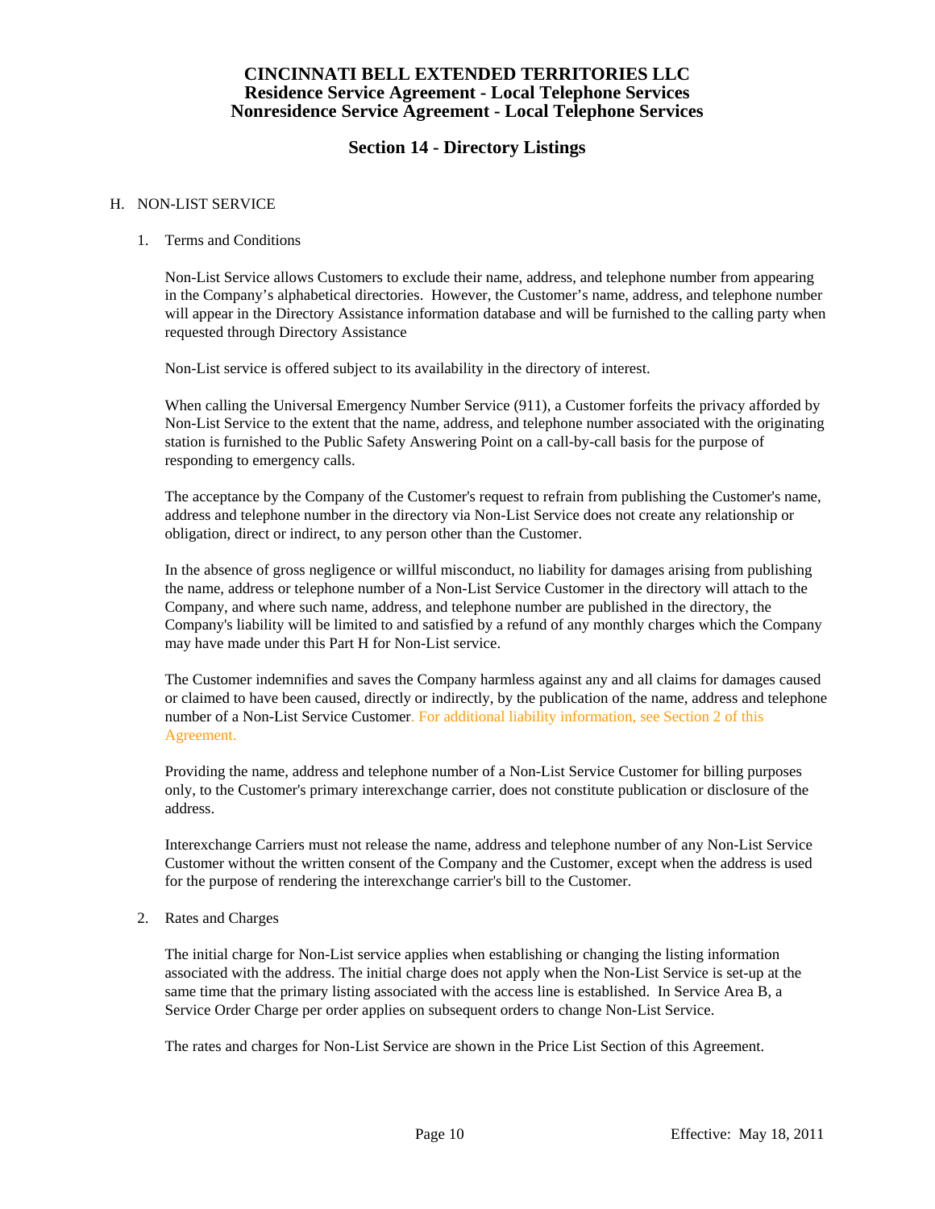# CINCINNATI BELL EXTENDED TERRITORIES LLC
## Residence Service Agreement - Local Telephone Services
## Nonresidence Service Agreement - Local Telephone Services

## Section 14 - Directory Listings

H. NON-LIST SERVICE

1. Terms and Conditions

Non-List Service allows Customers to exclude their name, address, and telephone number from appearing in the Company's alphabetical directories. However, the Customer's name, address, and telephone number will appear in the Directory Assistance information database and will be furnished to the calling party when requested through Directory Assistance

Non-List service is offered subject to its availability in the directory of interest.

When calling the Universal Emergency Number Service (911), a Customer forfeits the privacy afforded by Non-List Service to the extent that the name, address, and telephone number associated with the originating station is furnished to the Public Safety Answering Point on a call-by-call basis for the purpose of responding to emergency calls.

The acceptance by the Company of the Customer's request to refrain from publishing the Customer's name, address and telephone number in the directory via Non-List Service does not create any relationship or obligation, direct or indirect, to any person other than the Customer.

In the absence of gross negligence or willful misconduct, no liability for damages arising from publishing the name, address or telephone number of a Non-List Service Customer in the directory will attach to the Company, and where such name, address, and telephone number are published in the directory, the Company's liability will be limited to and satisfied by a refund of any monthly charges which the Company may have made under this Part H for Non-List service.

The Customer indemnifies and saves the Company harmless against any and all claims for damages caused or claimed to have been caused, directly or indirectly, by the publication of the name, address and telephone number of a Non-List Service Customer. For additional liability information, see Section 2 of this Agreement.

Providing the name, address and telephone number of a Non-List Service Customer for billing purposes only, to the Customer's primary interexchange carrier, does not constitute publication or disclosure of the address.

Interexchange Carriers must not release the name, address and telephone number of any Non-List Service Customer without the written consent of the Company and the Customer, except when the address is used for the purpose of rendering the interexchange carrier's bill to the Customer.

2. Rates and Charges

The initial charge for Non-List service applies when establishing or changing the listing information associated with the address. The initial charge does not apply when the Non-List Service is set-up at the same time that the primary listing associated with the access line is established. In Service Area B, a Service Order Charge per order applies on subsequent orders to change Non-List Service.

The rates and charges for Non-List Service are shown in the Price List Section of this Agreement.

Effective: May 18, 2011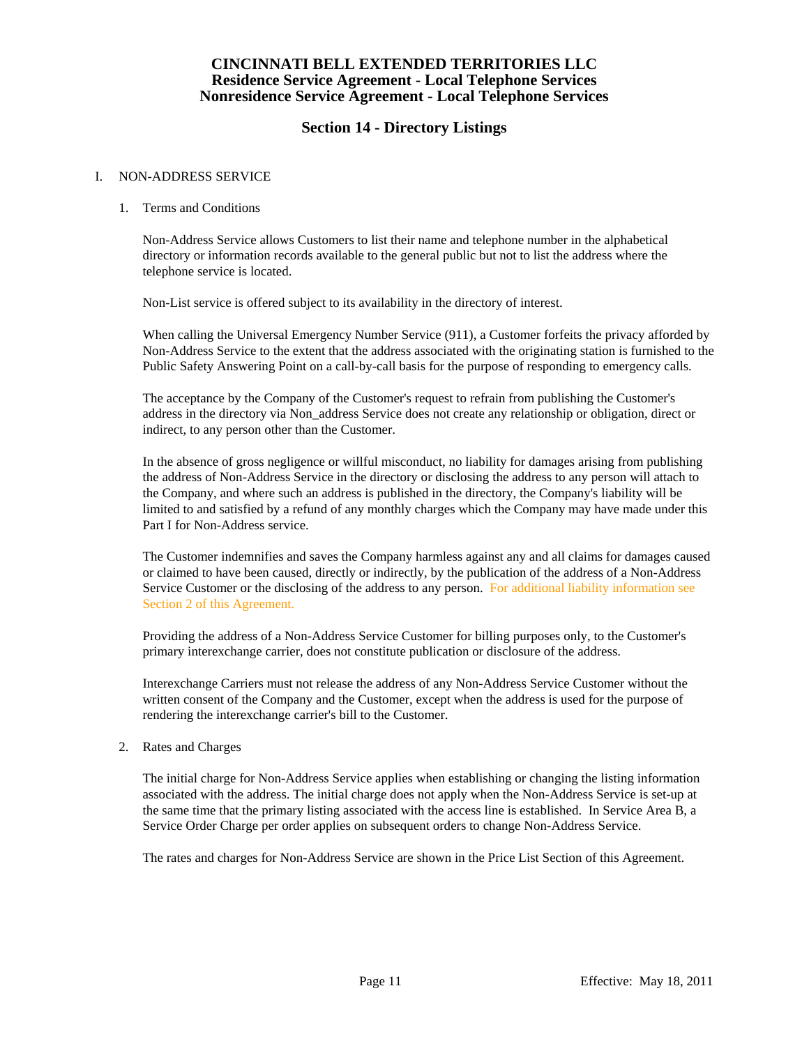# CINCINNATI BELL EXTENDED TERRITORIES LLC
## Residence Service Agreement - Local Telephone Services
## Nonresidence Service Agreement - Local Telephone Services

## Section 14 - Directory Listings

I. NON-ADDRESS SERVICE

1. Terms and Conditions

   Non-Address Service allows Customers to list their name and telephone number in the alphabetical directory or information records available to the general public but not to list the address where the telephone service is located.

   Non-List service is offered subject to its availability in the directory of interest.

   When calling the Universal Emergency Number Service (911), a Customer forfeits the privacy afforded by Non-Address Service to the extent that the address associated with the originating station is furnished to the Public Safety Answering Point on a call-by-call basis for the purpose of responding to emergency calls.

   The acceptance by the Company of the Customer's request to refrain from publishing the Customer's address in the directory via Non_address Service does not create any relationship or obligation, direct or indirect, to any person other than the Customer.

   In the absence of gross negligence or willful misconduct, no liability for damages arising from publishing the address of Non-Address Service in the directory or disclosing the address to any person will attach to the Company, and where such an address is published in the directory, the Company's liability will be limited to and satisfied by a refund of any monthly charges which the Company may have made under this Part I for Non-Address service.

   The Customer indemnifies and saves the Company harmless against any and all claims for damages caused or claimed to have been caused, directly or indirectly, by the publication of the address of a Non-Address Service Customer or the disclosing of the address to any person. For additional liability information see Section 2 of this Agreement.

   Providing the address of a Non-Address Service Customer for billing purposes only, to the Customer's primary interexchange carrier, does not constitute publication or disclosure of the address.

   Interexchange Carriers must not release the address of any Non-Address Service Customer without the written consent of the Company and the Customer, except when the address is used for the purpose of rendering the interexchange carrier's bill to the Customer.

2. Rates and Charges

   The initial charge for Non-Address Service applies when establishing or changing the listing information associated with the address. The initial charge does not apply when the Non-Address Service is set-up at the same time that the primary listing associated with the access line is established. In Service Area B, a Service Order Charge per order applies on subsequent orders to change Non-Address Service.

   The rates and charges for Non-Address Service are shown in the Price List Section of this Agreement.

Effective: May 18, 2011